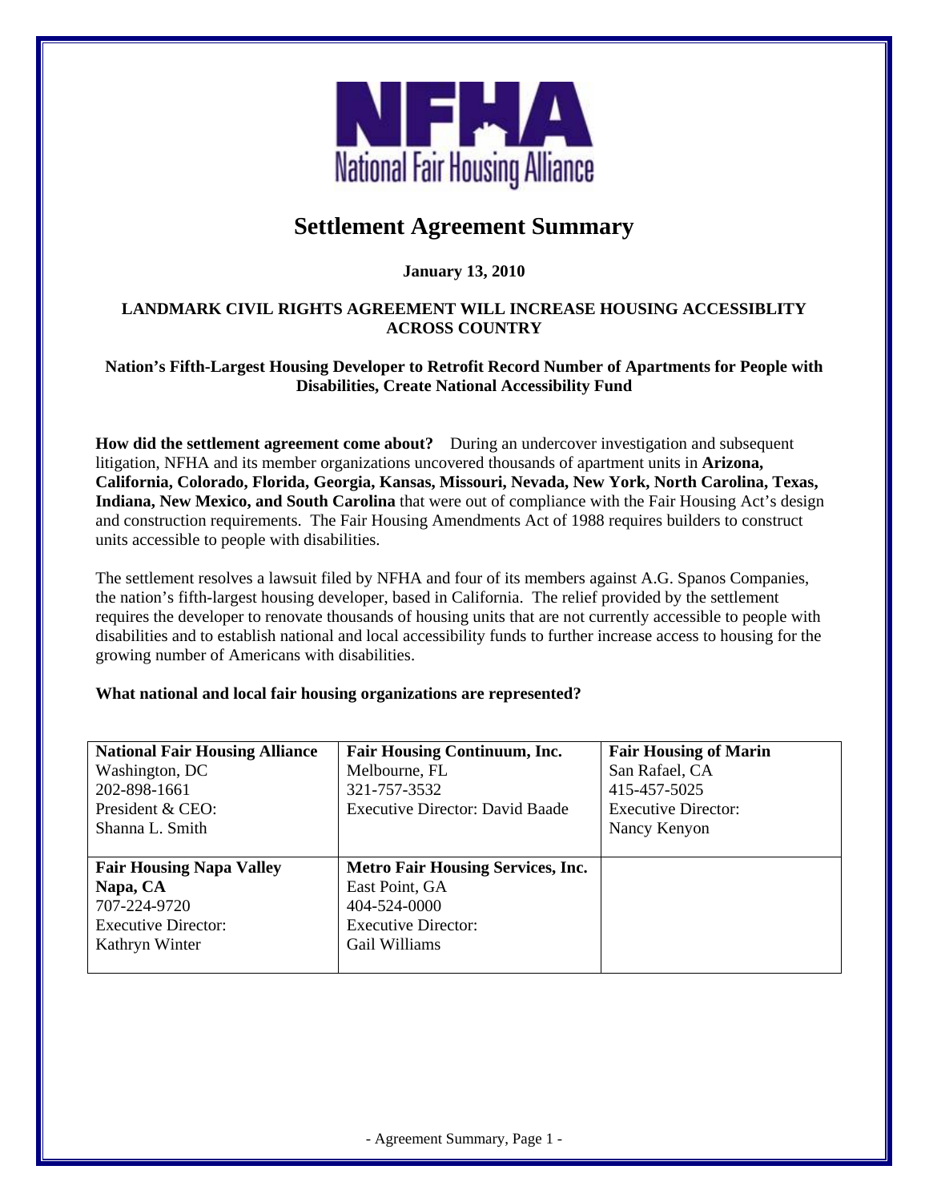NFHA

National Fair Housing Alliance

# Settlement Agreement Summary

**January 13, 2010**

**LANDMARK CIVIL RIGHTS AGREEMENT WILL INCREASE HOUSING ACCESSIBLITY ACROSS COUNTRY**

**Nation's Fifth-Largest Housing Developer to Retrofit Record Number of Apartments for People with Disabilities, Create National Accessibility Fund**

**How did the settlement agreement come about?** During an undercover investigation and subsequent litigation, NFHA and its member organizations uncovered thousands of apartment units in **Arizona, California, Colorado, Florida, Georgia, Kansas, Missouri, Nevada, New York, North Carolina, Texas, Indiana, New Mexico, and South Carolina** that were out of compliance with the Fair Housing Act's design and construction requirements. The Fair Housing Amendments Act of 1988 requires builders to construct units accessible to people with disabilities.

The settlement resolves a lawsuit filed by NFHA and four of its members against A.G. Spanos Companies, the nation's fifth-largest housing developer, based in California. The relief provided by the settlement requires the developer to renovate thousands of housing units that are not currently accessible to people with disabilities and to establish national and local accessibility funds to further increase access to housing for the growing number of Americans with disabilities.

**What national and local fair housing organizations are represented?**

| | | |
|---|---|---|
| **National Fair Housing Alliance**<br>Washington, DC<br>202-898-1661<br>President & CEO:<br>Shanna L. Smith | **Fair Housing Continuum, Inc.**<br>Melbourne, FL<br>321-757-3532<br>Executive Director: David Baade | **Fair Housing of Marin**<br>San Rafael, CA<br>415-457-5025<br>Executive Director:<br>Nancy Kenyon |
| **Fair Housing Napa Valley**<br>**Napa, CA**<br>707-224-9720<br>Executive Director:<br>Kathryn Winter | **Metro Fair Housing Services, Inc.**<br>East Point, GA<br>404-524-0000<br>Executive Director:<br>Gail Williams | |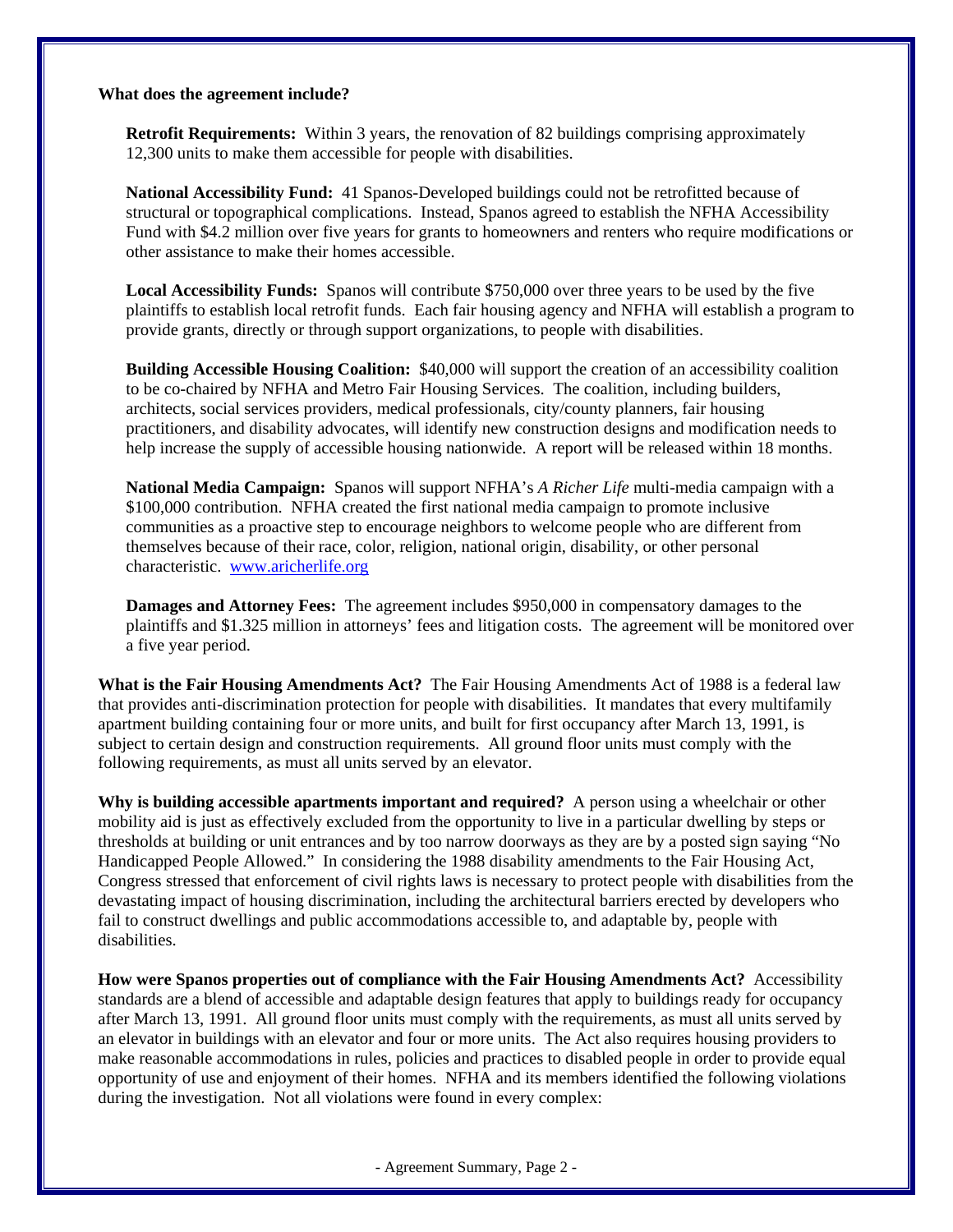**What does the agreement include?**

**Retrofit Requirements:** Within 3 years, the renovation of 82 buildings comprising approximately 12,300 units to make them accessible for people with disabilities.

**National Accessibility Fund:** 41 Spanos-Developed buildings could not be retrofitted because of structural or topographical complications. Instead, Spanos agreed to establish the NFHA Accessibility Fund with $4.2 million over five years for grants to homeowners and renters who require modifications or other assistance to make their homes accessible.

**Local Accessibility Funds:** Spanos will contribute $750,000 over three years to be used by the five plaintiffs to establish local retrofit funds. Each fair housing agency and NFHA will establish a program to provide grants, directly or through support organizations, to people with disabilities.

**Building Accessible Housing Coalition:** $40,000 will support the creation of an accessibility coalition to be co-chaired by NFHA and Metro Fair Housing Services. The coalition, including builders, architects, social services providers, medical professionals, city/county planners, fair housing practitioners, and disability advocates, will identify new construction designs and modification needs to help increase the supply of accessible housing nationwide. A report will be released within 18 months.

**National Media Campaign:** Spanos will support NFHA's *A Richer Life* multi-media campaign with a $100,000 contribution. NFHA created the first national media campaign to promote inclusive communities as a proactive step to encourage neighbors to welcome people who are different from themselves because of their race, color, religion, national origin, disability, or other personal characteristic. www.aricherlife.org

**Damages and Attorney Fees:** The agreement includes $950,000 in compensatory damages to the plaintiffs and $1.325 million in attorneys' fees and litigation costs. The agreement will be monitored over a five year period.

**What is the Fair Housing Amendments Act?** The Fair Housing Amendments Act of 1988 is a federal law that provides anti-discrimination protection for people with disabilities. It mandates that every multifamily apartment building containing four or more units, and built for first occupancy after March 13, 1991, is subject to certain design and construction requirements. All ground floor units must comply with the following requirements, as must all units served by an elevator.

**Why is building accessible apartments important and required?** A person using a wheelchair or other mobility aid is just as effectively excluded from the opportunity to live in a particular dwelling by steps or thresholds at building or unit entrances and by too narrow doorways as they are by a posted sign saying "No Handicapped People Allowed." In considering the 1988 disability amendments to the Fair Housing Act, Congress stressed that enforcement of civil rights laws is necessary to protect people with disabilities from the devastating impact of housing discrimination, including the architectural barriers erected by developers who fail to construct dwellings and public accommodations accessible to, and adaptable by, people with disabilities.

**How were Spanos properties out of compliance with the Fair Housing Amendments Act?** Accessibility standards are a blend of accessible and adaptable design features that apply to buildings ready for occupancy after March 13, 1991. All ground floor units must comply with the requirements, as must all units served by an elevator in buildings with an elevator and four or more units. The Act also requires housing providers to make reasonable accommodations in rules, policies and practices to disabled people in order to provide equal opportunity of use and enjoyment of their homes. NFHA and its members identified the following violations during the investigation. Not all violations were found in every complex: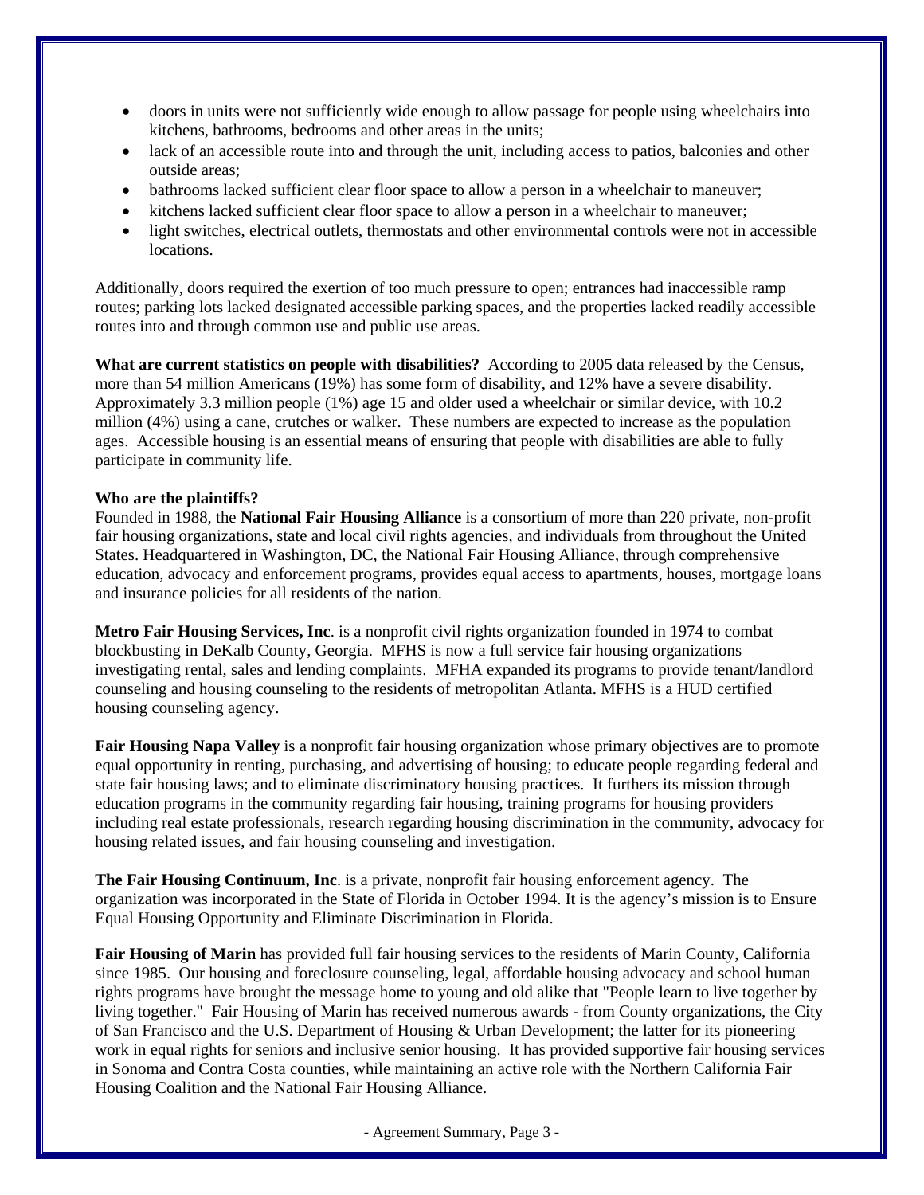- doors in units were not sufficiently wide enough to allow passage for people using wheelchairs into kitchens, bathrooms, bedrooms and other areas in the units;
- lack of an accessible route into and through the unit, including access to patios, balconies and other outside areas;
- bathrooms lacked sufficient clear floor space to allow a person in a wheelchair to maneuver;
- kitchens lacked sufficient clear floor space to allow a person in a wheelchair to maneuver;
- light switches, electrical outlets, thermostats and other environmental controls were not in accessible locations.

Additionally, doors required the exertion of too much pressure to open; entrances had inaccessible ramp routes; parking lots lacked designated accessible parking spaces, and the properties lacked readily accessible routes into and through common use and public use areas.

**What are current statistics on people with disabilities?** According to 2005 data released by the Census, more than 54 million Americans (19%) has some form of disability, and 12% have a severe disability. Approximately 3.3 million people (1%) age 15 and older used a wheelchair or similar device, with 10.2 million (4%) using a cane, crutches or walker. These numbers are expected to increase as the population ages. Accessible housing is an essential means of ensuring that people with disabilities are able to fully participate in community life.

**Who are the plaintiffs?**

Founded in 1988, the **National Fair Housing Alliance** is a consortium of more than 220 private, non-profit fair housing organizations, state and local civil rights agencies, and individuals from throughout the United States. Headquartered in Washington, DC, the National Fair Housing Alliance, through comprehensive education, advocacy and enforcement programs, provides equal access to apartments, houses, mortgage loans and insurance policies for all residents of the nation.

**Metro Fair Housing Services, Inc**. is a nonprofit civil rights organization founded in 1974 to combat blockbusting in DeKalb County, Georgia. MFHS is now a full service fair housing organizations investigating rental, sales and lending complaints. MFHA expanded its programs to provide tenant/landlord counseling and housing counseling to the residents of metropolitan Atlanta. MFHS is a HUD certified housing counseling agency.

**Fair Housing Napa Valley** is a nonprofit fair housing organization whose primary objectives are to promote equal opportunity in renting, purchasing, and advertising of housing; to educate people regarding federal and state fair housing laws; and to eliminate discriminatory housing practices. It furthers its mission through education programs in the community regarding fair housing, training programs for housing providers including real estate professionals, research regarding housing discrimination in the community, advocacy for housing related issues, and fair housing counseling and investigation.

**The Fair Housing Continuum, Inc**. is a private, nonprofit fair housing enforcement agency. The organization was incorporated in the State of Florida in October 1994. It is the agency's mission is to Ensure Equal Housing Opportunity and Eliminate Discrimination in Florida.

**Fair Housing of Marin** has provided full fair housing services to the residents of Marin County, California since 1985. Our housing and foreclosure counseling, legal, affordable housing advocacy and school human rights programs have brought the message home to young and old alike that "People learn to live together by living together." Fair Housing of Marin has received numerous awards - from County organizations, the City of San Francisco and the U.S. Department of Housing & Urban Development; the latter for its pioneering work in equal rights for seniors and inclusive senior housing. It has provided supportive fair housing services in Sonoma and Contra Costa counties, while maintaining an active role with the Northern California Fair Housing Coalition and the National Fair Housing Alliance.